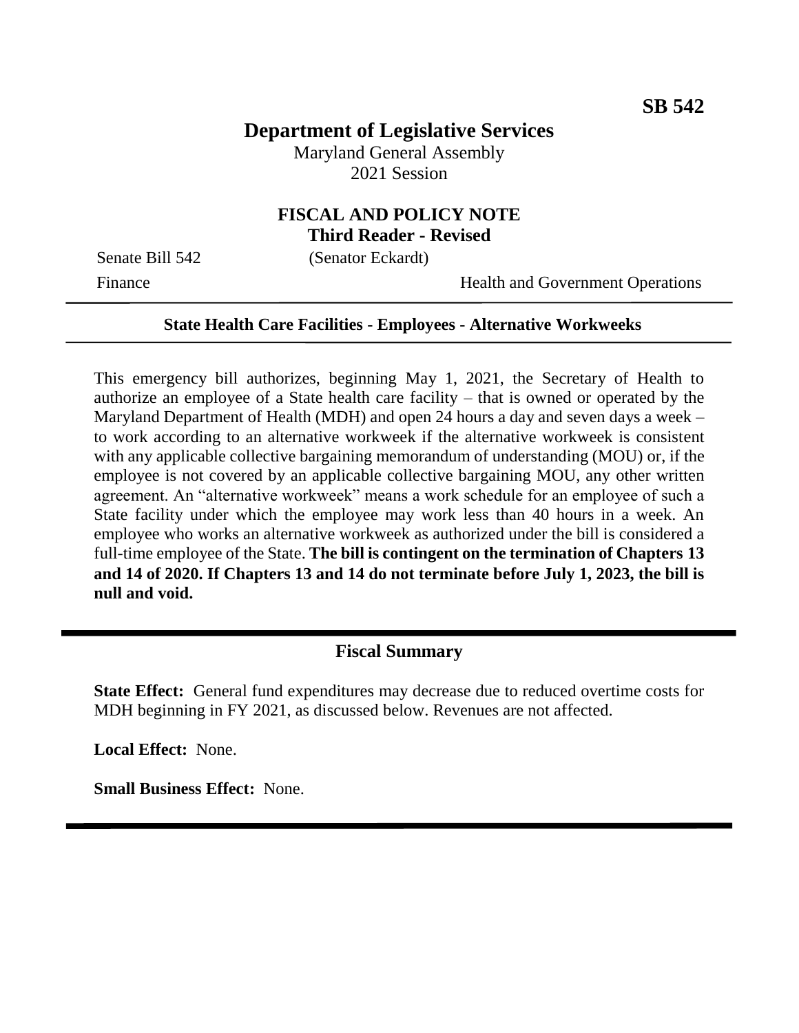**SB 542**

# Department of Legislative Services

Maryland General Assembly
2021 Session

## FISCAL AND POLICY NOTE
**Third Reader - Revised**

Senate Bill 542 (Senator Eckardt)

Finance Health and Government Operations

---

**State Health Care Facilities - Employees - Alternative Workweeks**

---

This emergency bill authorizes, beginning May 1, 2021, the Secretary of Health to authorize an employee of a State health care facility – that is owned or operated by the Maryland Department of Health (MDH) and open 24 hours a day and seven days a week – to work according to an alternative workweek if the alternative workweek is consistent with any applicable collective bargaining memorandum of understanding (MOU) or, if the employee is not covered by an applicable collective bargaining MOU, any other written agreement. An "alternative workweek" means a work schedule for an employee of such a State facility under which the employee may work less than 40 hours in a week. An employee who works an alternative workweek as authorized under the bill is considered a full-time employee of the State. **The bill is contingent on the termination of Chapters 13 and 14 of 2020. If Chapters 13 and 14 do not terminate before July 1, 2023, the bill is null and void.**

---

## Fiscal Summary

**State Effect:** General fund expenditures may decrease due to reduced overtime costs for MDH beginning in FY 2021, as discussed below. Revenues are not affected.

**Local Effect:** None.

**Small Business Effect:** None.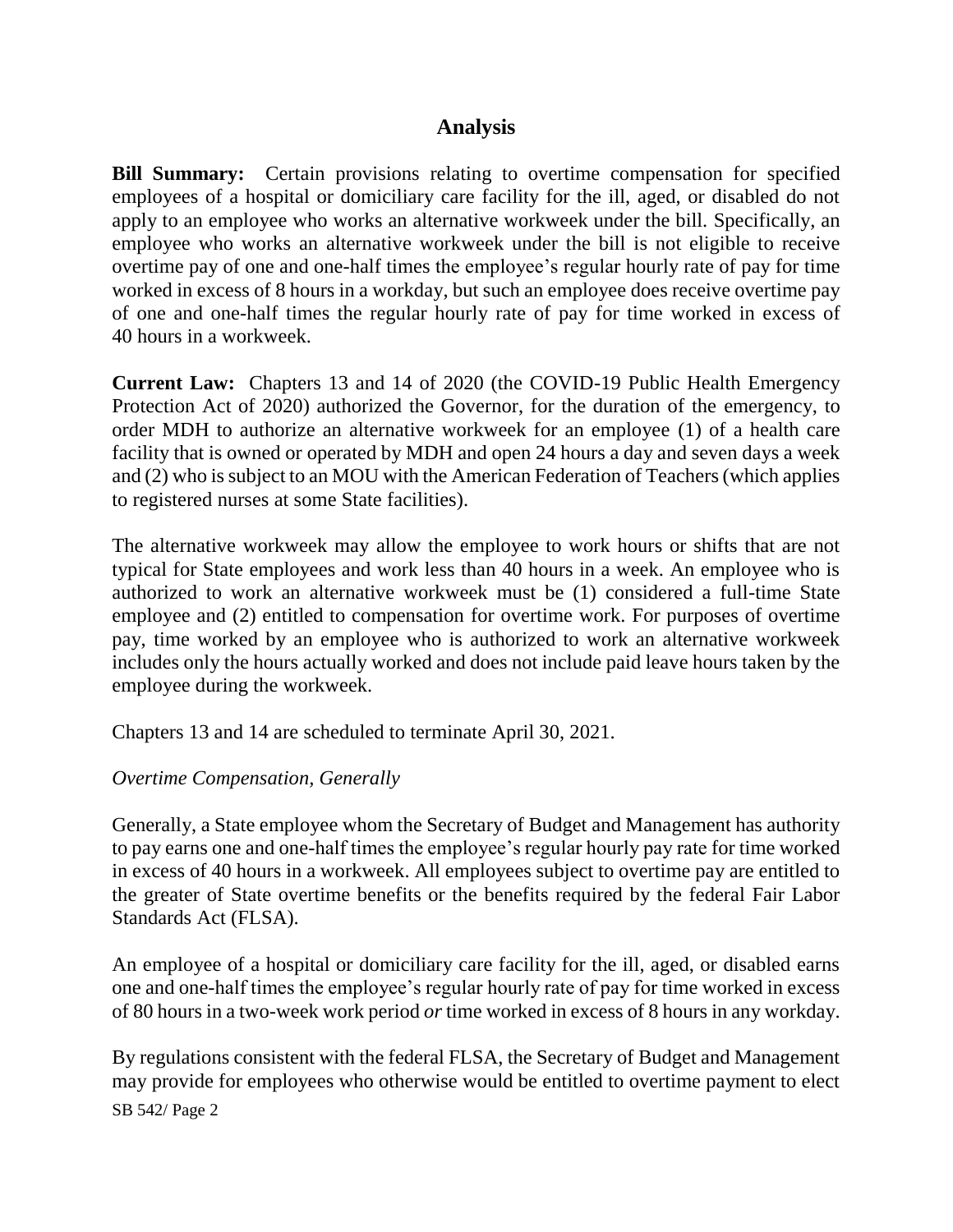## Analysis

**Bill Summary:** Certain provisions relating to overtime compensation for specified employees of a hospital or domiciliary care facility for the ill, aged, or disabled do not apply to an employee who works an alternative workweek under the bill. Specifically, an employee who works an alternative workweek under the bill is not eligible to receive overtime pay of one and one-half times the employee's regular hourly rate of pay for time worked in excess of 8 hours in a workday, but such an employee does receive overtime pay of one and one-half times the regular hourly rate of pay for time worked in excess of 40 hours in a workweek.

**Current Law:** Chapters 13 and 14 of 2020 (the COVID-19 Public Health Emergency Protection Act of 2020) authorized the Governor, for the duration of the emergency, to order MDH to authorize an alternative workweek for an employee (1) of a health care facility that is owned or operated by MDH and open 24 hours a day and seven days a week and (2) who is subject to an MOU with the American Federation of Teachers (which applies to registered nurses at some State facilities).

The alternative workweek may allow the employee to work hours or shifts that are not typical for State employees and work less than 40 hours in a week. An employee who is authorized to work an alternative workweek must be (1) considered a full-time State employee and (2) entitled to compensation for overtime work. For purposes of overtime pay, time worked by an employee who is authorized to work an alternative workweek includes only the hours actually worked and does not include paid leave hours taken by the employee during the workweek.

Chapters 13 and 14 are scheduled to terminate April 30, 2021.

*Overtime Compensation, Generally*

Generally, a State employee whom the Secretary of Budget and Management has authority to pay earns one and one-half times the employee's regular hourly pay rate for time worked in excess of 40 hours in a workweek. All employees subject to overtime pay are entitled to the greater of State overtime benefits or the benefits required by the federal Fair Labor Standards Act (FLSA).

An employee of a hospital or domiciliary care facility for the ill, aged, or disabled earns one and one-half times the employee's regular hourly rate of pay for time worked in excess of 80 hours in a two-week work period *or* time worked in excess of 8 hours in any workday.

By regulations consistent with the federal FLSA, the Secretary of Budget and Management may provide for employees who otherwise would be entitled to overtime payment to elect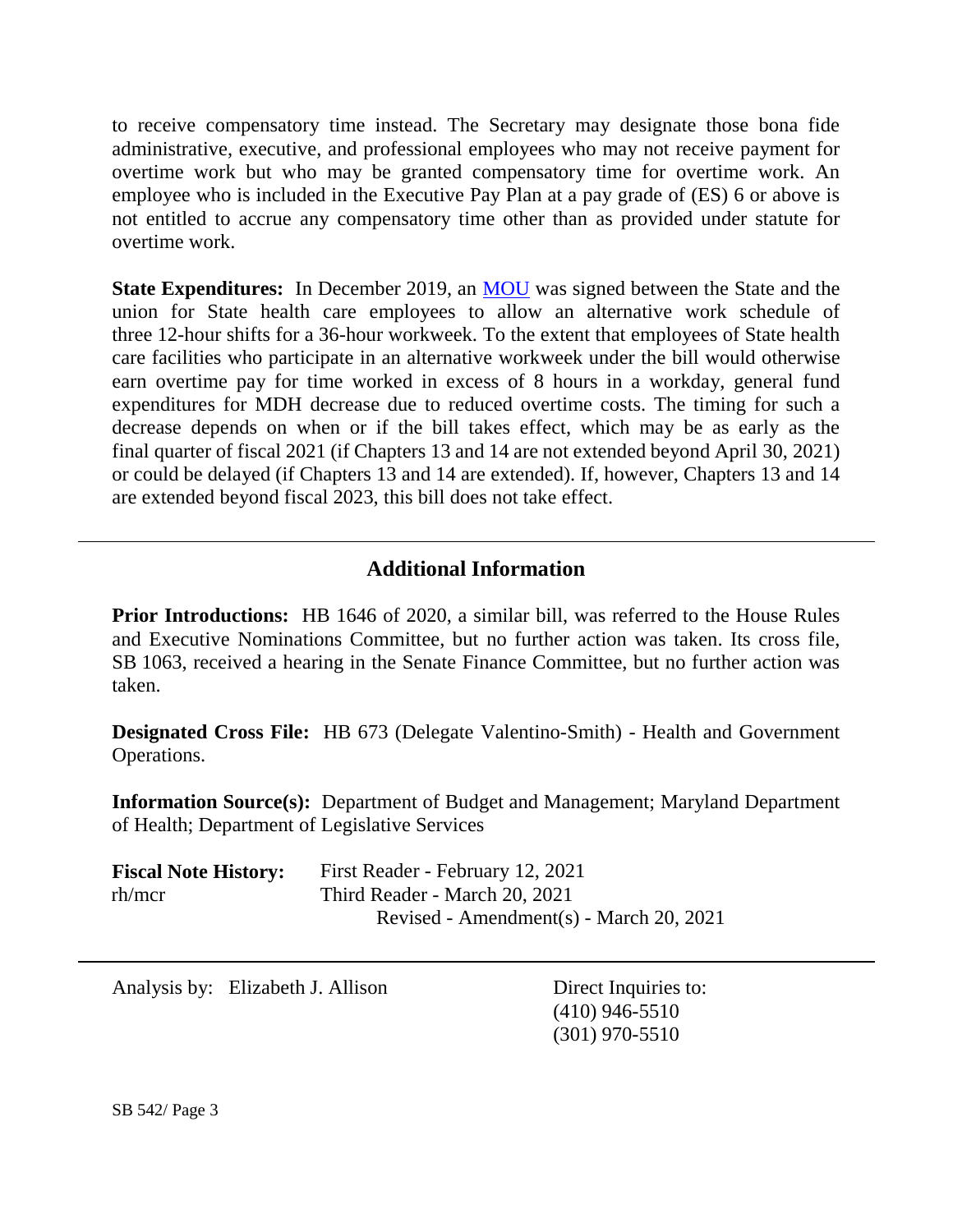to receive compensatory time instead. The Secretary may designate those bona fide administrative, executive, and professional employees who may not receive payment for overtime work but who may be granted compensatory time for overtime work. An employee who is included in the Executive Pay Plan at a pay grade of (ES) 6 or above is not entitled to accrue any compensatory time other than as provided under statute for overtime work.

**State Expenditures:** In December 2019, an MOU was signed between the State and the union for State health care employees to allow an alternative work schedule of three 12-hour shifts for a 36-hour workweek. To the extent that employees of State health care facilities who participate in an alternative workweek under the bill would otherwise earn overtime pay for time worked in excess of 8 hours in a workday, general fund expenditures for MDH decrease due to reduced overtime costs. The timing for such a decrease depends on when or if the bill takes effect, which may be as early as the final quarter of fiscal 2021 (if Chapters 13 and 14 are not extended beyond April 30, 2021) or could be delayed (if Chapters 13 and 14 are extended). If, however, Chapters 13 and 14 are extended beyond fiscal 2023, this bill does not take effect.

## Additional Information

**Prior Introductions:** HB 1646 of 2020, a similar bill, was referred to the House Rules and Executive Nominations Committee, but no further action was taken. Its cross file, SB 1063, received a hearing in the Senate Finance Committee, but no further action was taken.

**Designated Cross File:** HB 673 (Delegate Valentino-Smith) - Health and Government Operations.

**Information Source(s):** Department of Budget and Management; Maryland Department of Health; Department of Legislative Services

**Fiscal Note History:** First Reader - February 12, 2021
rh/mcr Third Reader - March 20, 2021
Revised - Amendment(s) - March 20, 2021

Analysis by: Elizabeth J. Allison

Direct Inquiries to:
(410) 946-5510
(301) 970-5510